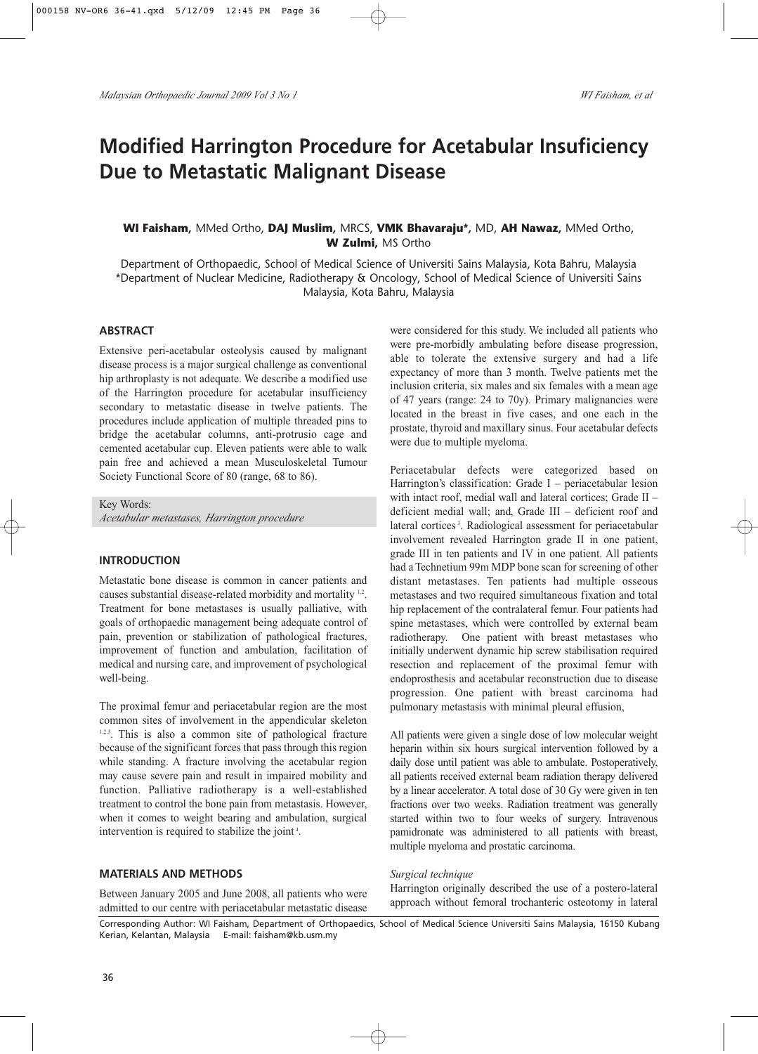# Modified Harrington Procedure for Acetabular Insuficiency Due to Metastatic Malignant Disease

**WI Faisham,** MMed Ortho, **DAJ Muslim,** MRCS, **VMK Bhavaraju\*,** MD, **AH Nawaz,** MMed Ortho, **W Zulmi,** MS Ortho

Department of Orthopaedic, School of Medical Science of Universiti Sains Malaysia, Kota Bahru, Malaysia
\*Department of Nuclear Medicine, Radiotherapy & Oncology, School of Medical Science of Universiti Sains Malaysia, Kota Bahru, Malaysia

## ABSTRACT

Extensive peri-acetabular osteolysis caused by malignant disease process is a major surgical challenge as conventional hip arthroplasty is not adequate. We describe a modified use of the Harrington procedure for acetabular insufficiency secondary to metastatic disease in twelve patients. The procedures include application of multiple threaded pins to bridge the acetabular columns, anti-protrusio cage and cemented acetabular cup. Eleven patients were able to walk pain free and achieved a mean Musculoskeletal Tumour Society Functional Score of 80 (range, 68 to 86).

Key Words:
*Acetabular metastases, Harrington procedure*

## INTRODUCTION

Metastatic bone disease is common in cancer patients and causes substantial disease-related morbidity and mortality [1,2]. Treatment for bone metastases is usually palliative, with goals of orthopaedic management being adequate control of pain, prevention or stabilization of pathological fractures, improvement of function and ambulation, facilitation of medical and nursing care, and improvement of psychological well-being.

The proximal femur and periacetabular region are the most common sites of involvement in the appendicular skeleton [1,2,3]. This is also a common site of pathological fracture because of the significant forces that pass through this region while standing. A fracture involving the acetabular region may cause severe pain and result in impaired mobility and function. Palliative radiotherapy is a well-established treatment to control the bone pain from metastasis. However, when it comes to weight bearing and ambulation, surgical intervention is required to stabilize the joint [4].

## MATERIALS AND METHODS

Between January 2005 and June 2008, all patients who were admitted to our centre with periacetabular metastatic disease were considered for this study. We included all patients who were pre-morbidly ambulating before disease progression, able to tolerate the extensive surgery and had a life expectancy of more than 3 month. Twelve patients met the inclusion criteria, six males and six females with a mean age of 47 years (range: 24 to 70y). Primary malignancies were located in the breast in five cases, and one each in the prostate, thyroid and maxillary sinus. Four acetabular defects were due to multiple myeloma.

Periacetabular defects were categorized based on Harrington's classification: Grade I – periacetabular lesion with intact roof, medial wall and lateral cortices; Grade II – deficient medial wall; and, Grade III – deficient roof and lateral cortices [3]. Radiological assessment for periacetabular involvement revealed Harrington grade II in one patient, grade III in ten patients and IV in one patient. All patients had a Technetium 99m MDP bone scan for screening of other distant metastases. Ten patients had multiple osseous metastases and two required simultaneous fixation and total hip replacement of the contralateral femur. Four patients had spine metastases, which were controlled by external beam radiotherapy. One patient with breast metastases who initially underwent dynamic hip screw stabilisation required resection and replacement of the proximal femur with endoprosthesis and acetabular reconstruction due to disease progression. One patient with breast carcinoma had pulmonary metastasis with minimal pleural effusion,

All patients were given a single dose of low molecular weight heparin within six hours surgical intervention followed by a daily dose until patient was able to ambulate. Postoperatively, all patients received external beam radiation therapy delivered by a linear accelerator. A total dose of 30 Gy were given in ten fractions over two weeks. Radiation treatment was generally started within two to four weeks of surgery. Intravenous pamidronate was administered to all patients with breast, multiple myeloma and prostatic carcinoma.

*Surgical technique*

Harrington originally described the use of a postero-lateral approach without femoral trochanteric osteotomy in lateral

Corresponding Author: WI Faisham, Department of Orthopaedics, School of Medical Science Universiti Sains Malaysia, 16150 Kubang Kerian, Kelantan, Malaysia E-mail: faisham@kb.usm.my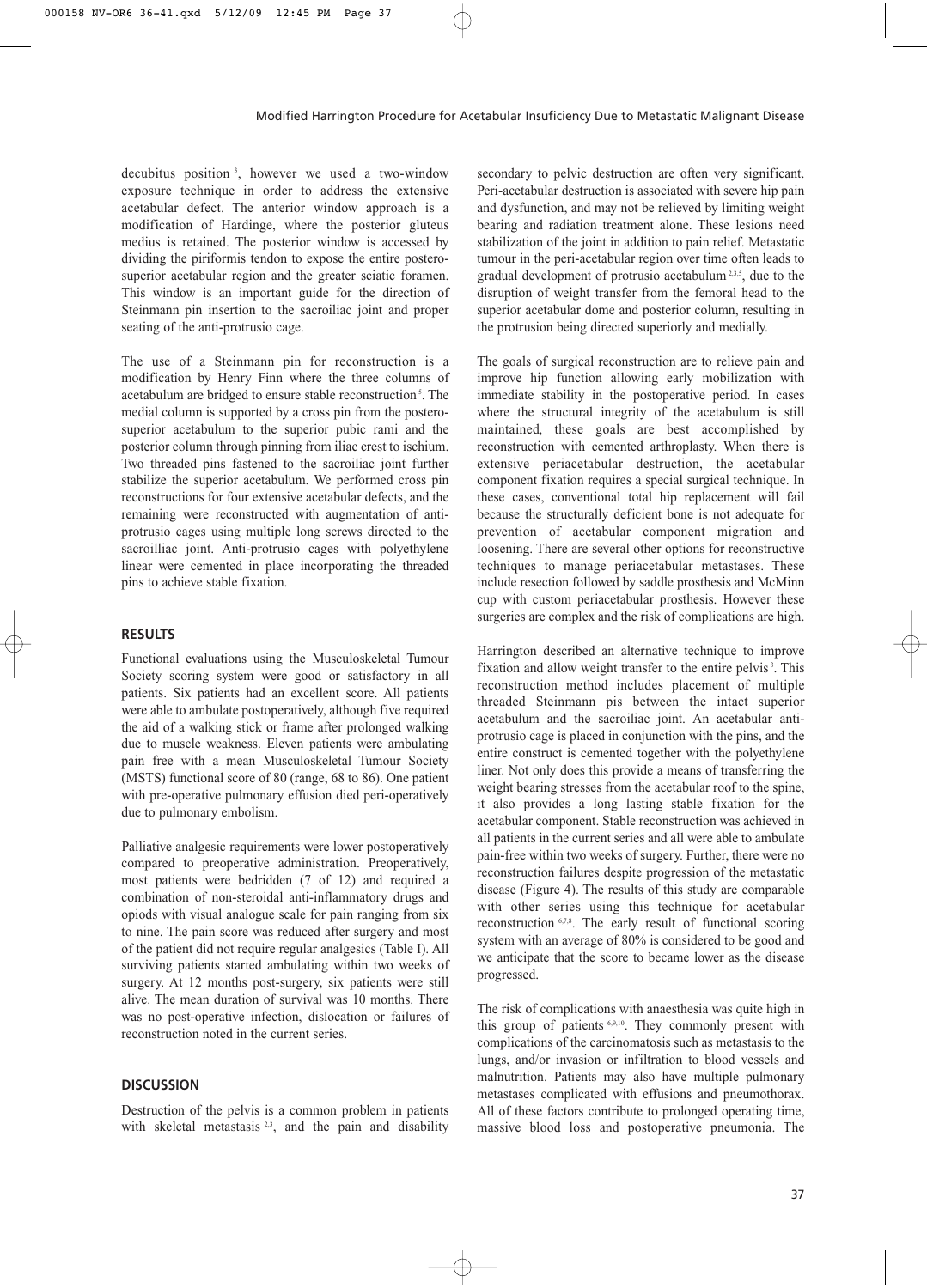decubitus position [3], however we used a two-window exposure technique in order to address the extensive acetabular defect. The anterior window approach is a modification of Hardinge, where the posterior gluteus medius is retained. The posterior window is accessed by dividing the piriformis tendon to expose the entire postero-superior acetabular region and the greater sciatic foramen. This window is an important guide for the direction of Steinmann pin insertion to the sacroiliac joint and proper seating of the anti-protrusio cage.

The use of a Steinmann pin for reconstruction is a modification by Henry Finn where the three columns of acetabulum are bridged to ensure stable reconstruction [5]. The medial column is supported by a cross pin from the postero-superior acetabulum to the superior pubic rami and the posterior column through pinning from iliac crest to ischium. Two threaded pins fastened to the sacroiliac joint further stabilize the superior acetabulum. We performed cross pin reconstructions for four extensive acetabular defects, and the remaining were reconstructed with augmentation of anti-protrusio cages using multiple long screws directed to the sacroilliac joint. Anti-protrusio cages with polyethylene linear were cemented in place incorporating the threaded pins to achieve stable fixation.

## RESULTS

Functional evaluations using the Musculoskeletal Tumour Society scoring system were good or satisfactory in all patients. Six patients had an excellent score. All patients were able to ambulate postoperatively, although five required the aid of a walking stick or frame after prolonged walking due to muscle weakness. Eleven patients were ambulating pain free with a mean Musculoskeletal Tumour Society (MSTS) functional score of 80 (range, 68 to 86). One patient with pre-operative pulmonary effusion died peri-operatively due to pulmonary embolism.

Palliative analgesic requirements were lower postoperatively compared to preoperative administration. Preoperatively, most patients were bedridden (7 of 12) and required a combination of non-steroidal anti-inflammatory drugs and opiods with visual analogue scale for pain ranging from six to nine. The pain score was reduced after surgery and most of the patient did not require regular analgesics (Table I). All surviving patients started ambulating within two weeks of surgery. At 12 months post-surgery, six patients were still alive. The mean duration of survival was 10 months. There was no post-operative infection, dislocation or failures of reconstruction noted in the current series.

## DISCUSSION

Destruction of the pelvis is a common problem in patients with skeletal metastasis [2,3], and the pain and disability secondary to pelvic destruction are often very significant. Peri-acetabular destruction is associated with severe hip pain and dysfunction, and may not be relieved by limiting weight bearing and radiation treatment alone. These lesions need stabilization of the joint in addition to pain relief. Metastatic tumour in the peri-acetabular region over time often leads to gradual development of protrusio acetabulum [2,3,5], due to the disruption of weight transfer from the femoral head to the superior acetabular dome and posterior column, resulting in the protrusion being directed superiorly and medially.

The goals of surgical reconstruction are to relieve pain and improve hip function allowing early mobilization with immediate stability in the postoperative period. In cases where the structural integrity of the acetabulum is still maintained, these goals are best accomplished by reconstruction with cemented arthroplasty. When there is extensive periacetabular destruction, the acetabular component fixation requires a special surgical technique. In these cases, conventional total hip replacement will fail because the structurally deficient bone is not adequate for prevention of acetabular component migration and loosening. There are several other options for reconstructive techniques to manage periacetabular metastases. These include resection followed by saddle prosthesis and McMinn cup with custom periacetabular prosthesis. However these surgeries are complex and the risk of complications are high.

Harrington described an alternative technique to improve fixation and allow weight transfer to the entire pelvis [3]. This reconstruction method includes placement of multiple threaded Steinmann pis between the intact superior acetabulum and the sacroiliac joint. An acetabular anti-protrusio cage is placed in conjunction with the pins, and the entire construct is cemented together with the polyethylene liner. Not only does this provide a means of transferring the weight bearing stresses from the acetabular roof to the spine, it also provides a long lasting stable fixation for the acetabular component. Stable reconstruction was achieved in all patients in the current series and all were able to ambulate pain-free within two weeks of surgery. Further, there were no reconstruction failures despite progression of the metastatic disease (Figure 4). The results of this study are comparable with other series using this technique for acetabular reconstruction [6,7,8]. The early result of functional scoring system with an average of 80% is considered to be good and we anticipate that the score to became lower as the disease progressed.

The risk of complications with anaesthesia was quite high in this group of patients [6,9,10]. They commonly present with complications of the carcinomatosis such as metastasis to the lungs, and/or invasion or infiltration to blood vessels and malnutrition. Patients may also have multiple pulmonary metastases complicated with effusions and pneumothorax. All of these factors contribute to prolonged operating time, massive blood loss and postoperative pneumonia. The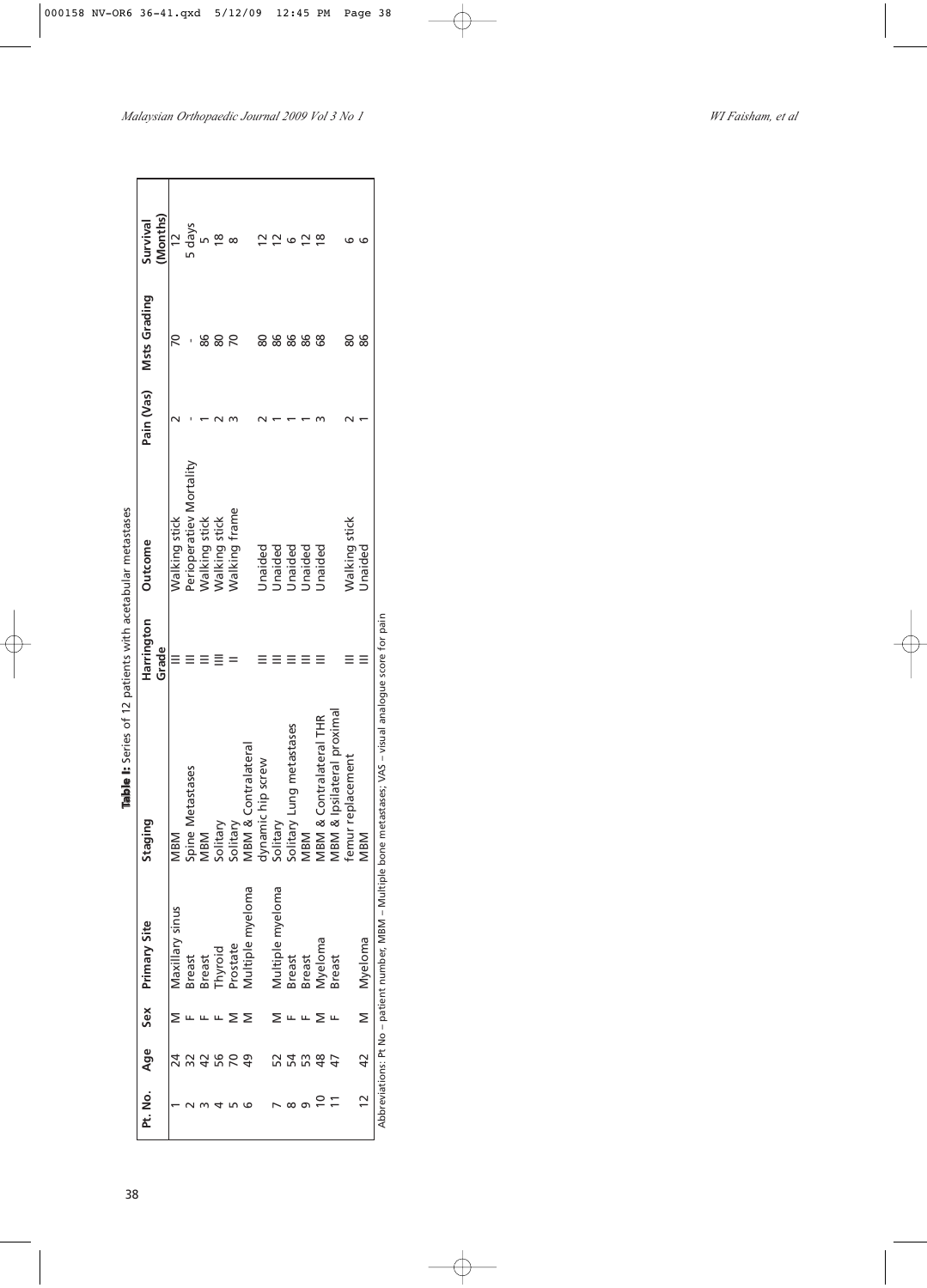**Table I:** Series of 12 patients with acetabular metastases

| Pt. No. | Age | Sex | Primary Site | Staging | Harrington Grade | Outcome | Pain (Vas) | Msts Grading | Survival (Months) |
|---|---|---|---|---|---|---|---|---|---|
| 1 | 24 | M | Maxillary sinus | MBM | III | Walking stick | 2 | 70 | 12 |
| 2 | 32 | F | Breast | Spine Metastases | III | Perioperatiev Mortality | - | - | 5 days |
| 3 | 42 | F | Breast | MBM | III | Walking stick | 1 | 86 | 5 |
| 4 | 56 | F | Thyroid | Solitary | IIII | Walking stick | 2 | 80 | 18 |
| 5 | 70 | M | Prostate | Solitary | II | Walking frame | 3 | 70 | 8 |
| 6 | 49 | M | Multiple myeloma | MBM & Contralateral dynamic hip screw | III | Unaided | 2 | 80 | 12 |
| 7 | 52 | M | Multiple myeloma | Solitary | III | Unaided | 1 | 86 | 12 |
| 8 | 54 | F | Breast | Solitary Lung metastases | III | Unaided | 1 | 86 | 6 |
| 9 | 53 | F | Breast | MBM | III | Unaided | 1 | 86 | 12 |
| 10 | 48 | M | Myeloma | MBM & Contralateral THR | III | Unaided | 3 | 68 | 18 |
| 11 | 47 | F | Breast | MBM & Ipsilateral proximal femur replacement | III | Walking stick | 2 | 80 | 6 |
| 12 | 42 | M | Myeloma | MBM | III | Unaided | 1 | 86 | 6 |

Abbreviations: Pt No – patient number, MBM – Multiple bone metastases; VAS – visual analogue score for pain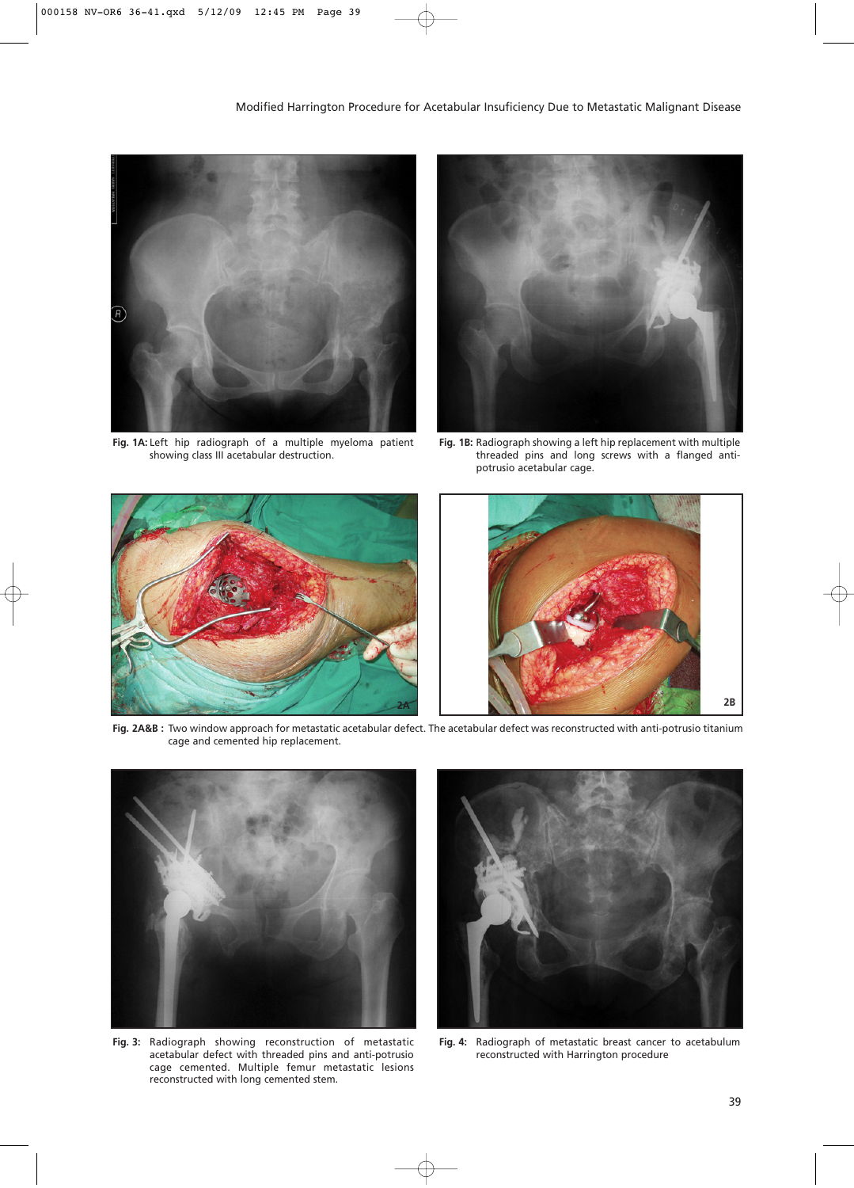Fig. 1A: Left hip radiograph of a multiple myeloma patient showing class III acetabular destruction.

Fig. 1B: Radiograph showing a left hip replacement with multiple threaded pins and long screws with a flanged anti-potrusio acetabular cage.

Fig. 2A&B : Two window approach for metastatic acetabular defect. The acetabular defect was reconstructed with anti-potrusio titanium cage and cemented hip replacement.

Fig. 3: Radiograph showing reconstruction of metastatic acetabular defect with threaded pins and anti-potrusio cage cemented. Multiple femur metastatic lesions reconstructed with long cemented stem.

Fig. 4: Radiograph of metastatic breast cancer to acetabulum reconstructed with Harrington procedure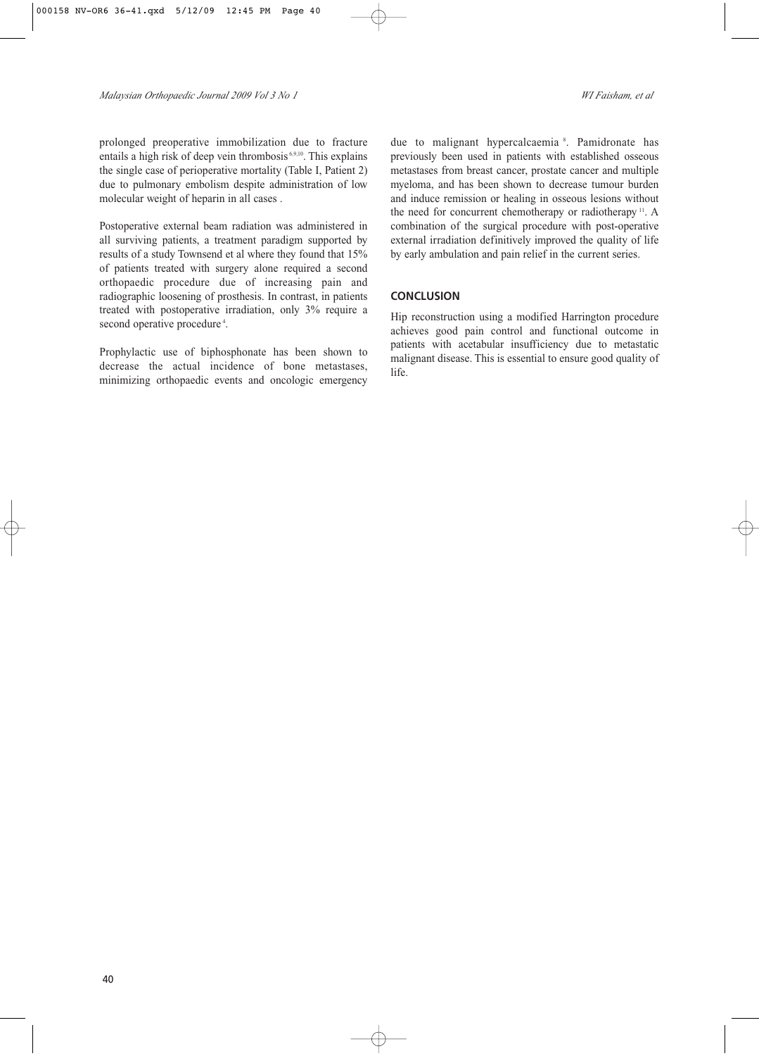prolonged preoperative immobilization due to fracture entails a high risk of deep vein thrombosis [6,9,10]. This explains the single case of perioperative mortality (Table I, Patient 2) due to pulmonary embolism despite administration of low molecular weight of heparin in all cases .

Postoperative external beam radiation was administered in all surviving patients, a treatment paradigm supported by results of a study Townsend et al where they found that 15% of patients treated with surgery alone required a second orthopaedic procedure due of increasing pain and radiographic loosening of prosthesis. In contrast, in patients treated with postoperative irradiation, only 3% require a second operative procedure [4].

Prophylactic use of biphosphonate has been shown to decrease the actual incidence of bone metastases, minimizing orthopaedic events and oncologic emergency due to malignant hypercalcaemia [8]. Pamidronate has previously been used in patients with established osseous metastases from breast cancer, prostate cancer and multiple myeloma, and has been shown to decrease tumour burden and induce remission or healing in osseous lesions without the need for concurrent chemotherapy or radiotherapy [11]. A combination of the surgical procedure with post-operative external irradiation definitively improved the quality of life by early ambulation and pain relief in the current series.

## CONCLUSION

Hip reconstruction using a modified Harrington procedure achieves good pain control and functional outcome in patients with acetabular insufficiency due to metastatic malignant disease. This is essential to ensure good quality of life.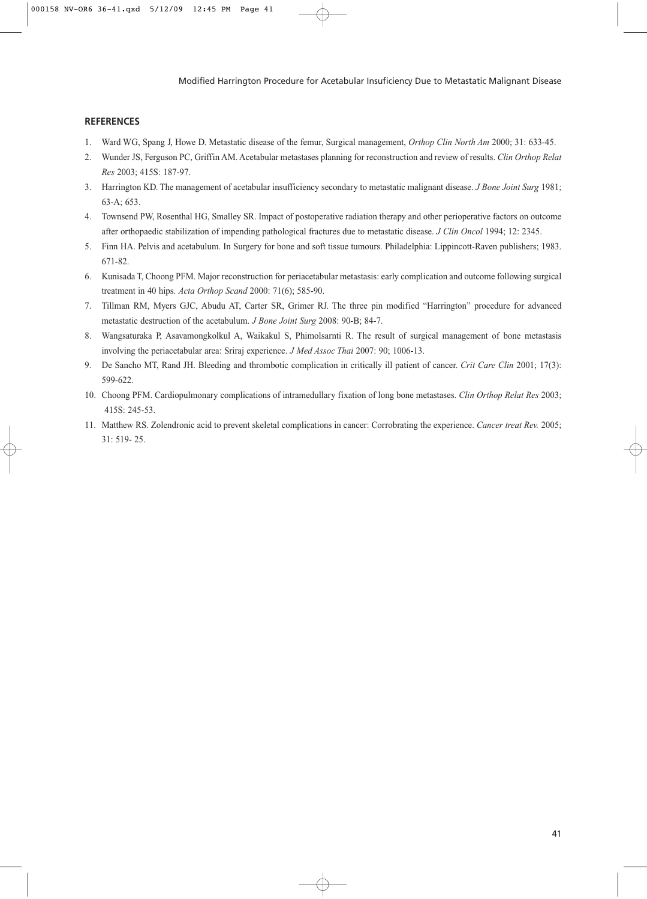## REFERENCES

1. Ward WG, Spang J, Howe D. Metastatic disease of the femur, Surgical management, *Orthop Clin North Am* 2000; 31: 633-45.
2. Wunder JS, Ferguson PC, Griffin AM. Acetabular metastases planning for reconstruction and review of results. *Clin Orthop Relat Res* 2003; 415S: 187-97.
3. Harrington KD. The management of acetabular insufficiency secondary to metastatic malignant disease. *J Bone Joint Surg* 1981; 63-A; 653.
4. Townsend PW, Rosenthal HG, Smalley SR. Impact of postoperative radiation therapy and other perioperative factors on outcome after orthopaedic stabilization of impending pathological fractures due to metastatic disease. *J Clin Oncol* 1994; 12: 2345.
5. Finn HA. Pelvis and acetabulum. In Surgery for bone and soft tissue tumours. Philadelphia: Lippincott-Raven publishers; 1983. 671-82.
6. Kunisada T, Choong PFM. Major reconstruction for periacetabular metastasis: early complication and outcome following surgical treatment in 40 hips. *Acta Orthop Scand* 2000: 71(6); 585-90.
7. Tillman RM, Myers GJC, Abudu AT, Carter SR, Grimer RJ. The three pin modified "Harrington" procedure for advanced metastatic destruction of the acetabulum. *J Bone Joint Surg* 2008: 90-B; 84-7.
8. Wangsaturaka P, Asavamongkolkul A, Waikakul S, Phimolsarnti R. The result of surgical management of bone metastasis involving the periacetabular area: Sriraj experience. *J Med Assoc Thai* 2007: 90; 1006-13.
9. De Sancho MT, Rand JH. Bleeding and thrombotic complication in critically ill patient of cancer. *Crit Care Clin* 2001; 17(3): 599-622.
10. Choong PFM. Cardiopulmonary complications of intramedullary fixation of long bone metastases. *Clin Orthop Relat Res* 2003; 415S: 245-53.
11. Matthew RS. Zolendronic acid to prevent skeletal complications in cancer: Corrobrating the experience. *Cancer treat Rev.* 2005; 31: 519- 25.